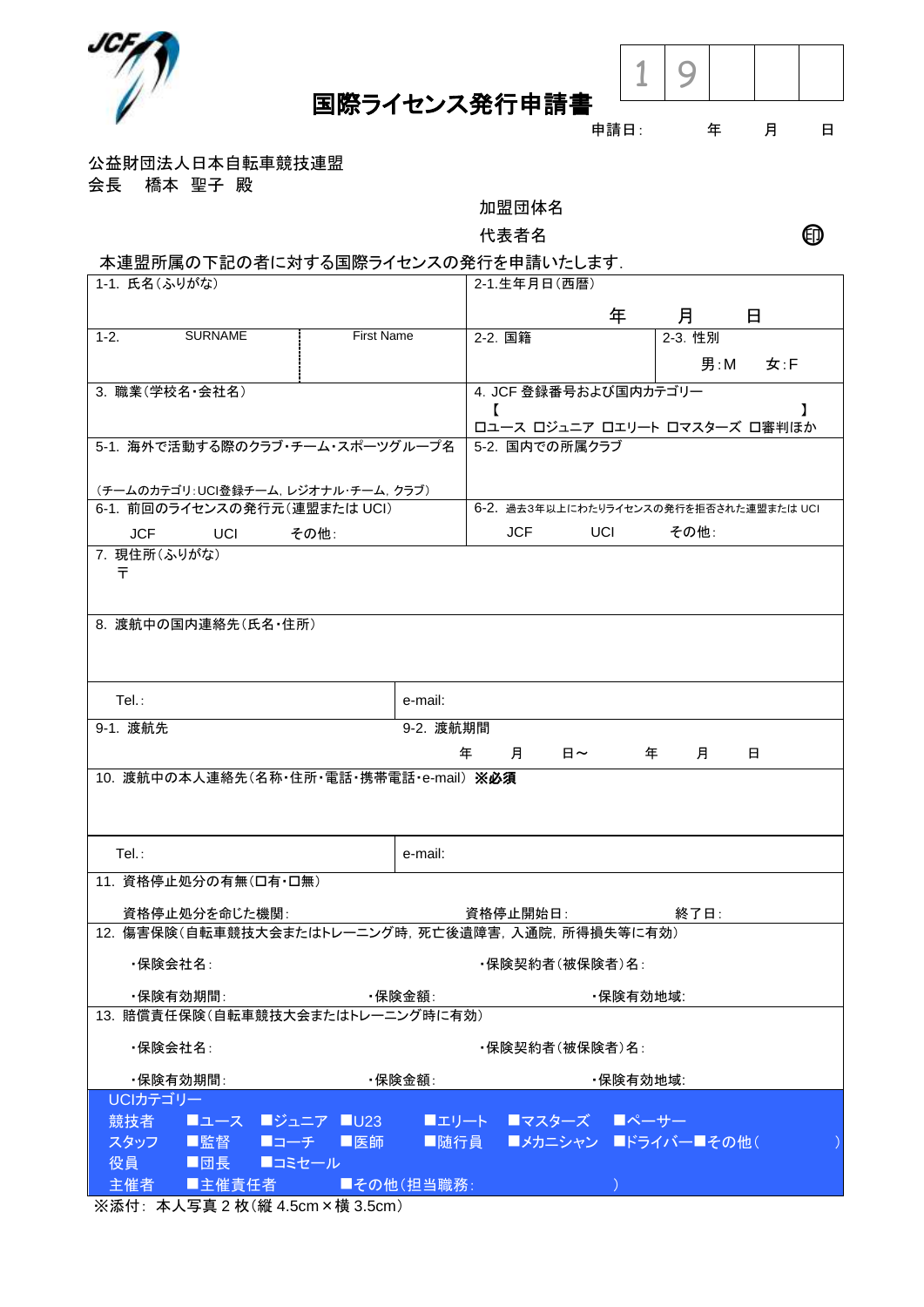| 1 | 9 | | | |
|---|---|---|---|---|

# 国際ライセンス発行申請書

申請日:　　　年　　月　　日

公益財団法人日本自転車競技連盟
会長　橋本 聖子 殿

加盟団体名

代表者名　　　　　　　　　　　　　　印

本連盟所属の下記の者に対する国際ライセンスの発行を申請いたします.

| 1-1. 氏名(ふりがな) | | 2-1.生年月日(西暦)<br>年　　月　　日 | |
|---|---|---|---|
| 1-2. SURNAME | First Name | 2-2. 国籍 | 2-3. 性別<br>男:M　女:F |
| 3. 職業(学校名・会社名) | | 4. JCF 登録番号および国内カテゴリー<br>【　　　　　　　　　　　】<br>ロユース ロジュニア ロエリート ロマスターズ ロ審判ほか | |
| 5-1. 海外で活動する際のクラブ・チーム・スポーツグループ名<br><br>(チームのカテゴリ:UCI登録チーム, レジオナル・チーム, クラブ) | | 5-2. 国内での所属クラブ | |
| 6-1. 前回のライセンスの発行元(連盟または UCI)<br>JCF　UCI　その他: | | 6-2. 過去3年以上にわたりライセンスの発行を拒否された連盟または UCI<br>JCF　UCI　その他: | |
| 7. 現住所(ふりがな)<br>〒 | | | |
| 8. 渡航中の国内連絡先(氏名・住所) | | | |
| Tel.: | e-mail: | | |
| 9-1. 渡航先 | 9-2. 渡航期間<br>年　月　日〜　年　月　日 | | |
| 10. 渡航中の本人連絡先(名称・住所・電話・携帯電話・e-mail) **※必須** | | | |
| Tel.: | e-mail: | | |
| 11. 資格停止処分の有無(ロ有・ロ無)<br>資格停止処分を命じた機関:　　資格停止開始日:　　終了日: | | | |
| 12. 傷害保険(自転車競技大会またはトレーニング時, 死亡後遺障害, 入通院, 所得損失等に有効)<br>・保険会社名:　　・保険契約者(被保険者)名:<br>・保険有効期間:　　・保険金額:　　・保険有効地域: | | | |
| 13. 賠償責任保険(自転車競技大会またはトレーニング時に有効)<br>・保険会社名:　　・保険契約者(被保険者)名:<br>・保険有効期間:　　・保険金額:　　・保険有効地域: | | | |

UCIカテゴリー

| | | | | | | |
|---|---|---|---|---|---|---|
| 競技者 | ■ユース | ■ジュニア | ■U23 | ■エリート | ■マスターズ | ■ペーサー |
| スタッフ | ■監督 | ■コーチ | ■医師 | ■随行員 | ■メカニシャン | ■ドライバー■その他(　　) |
| 役員 | ■団長 | ■コミセール | | | | |
| 主催者 | ■主催責任者 | | ■その他(担当職務:　　) | | | |

※添付: 本人写真 2 枚(縦 4.5cm × 横 3.5cm)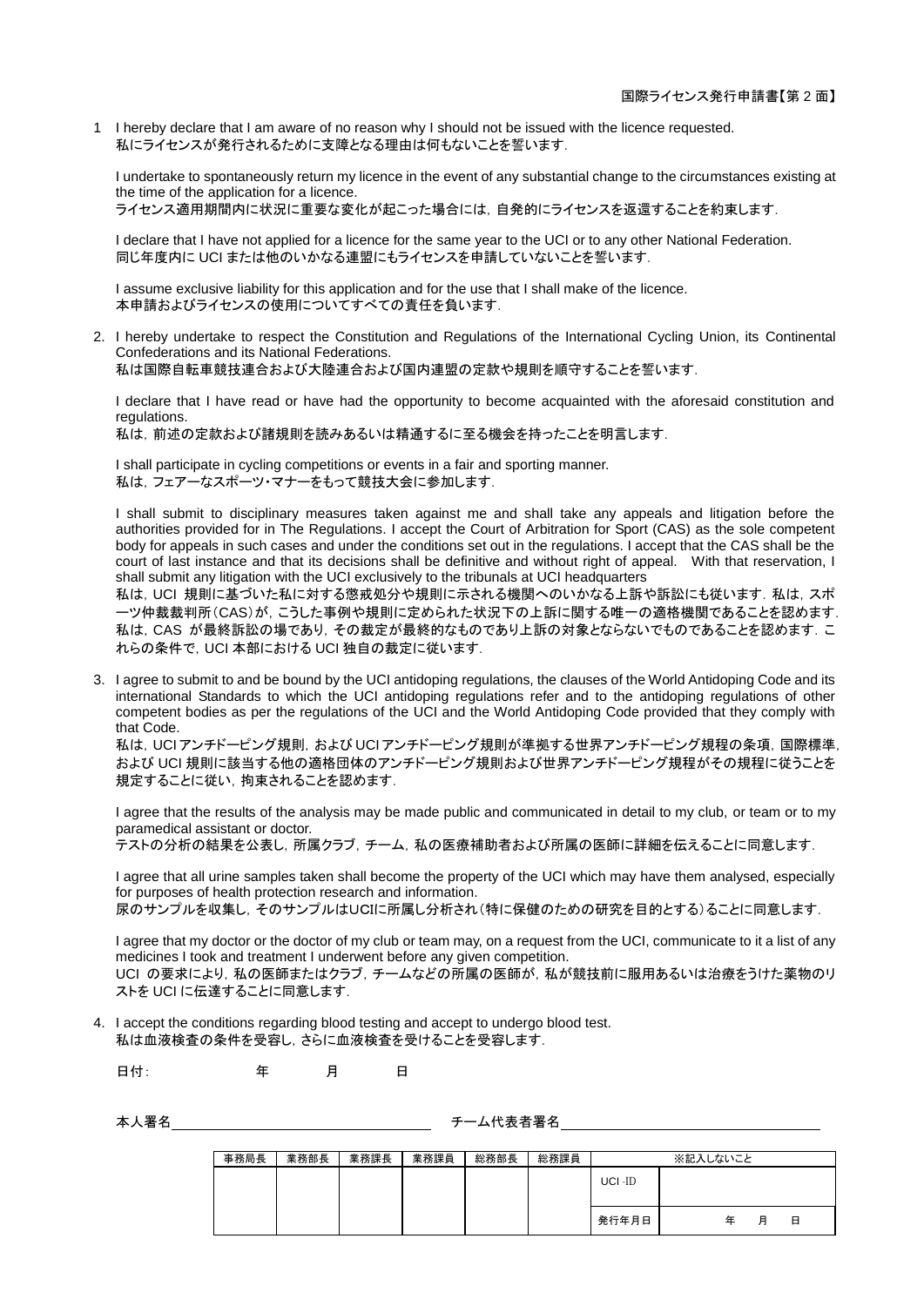国際ライセンス発行申請書【第 2 面】

1 I hereby declare that I am aware of no reason why I should not be issued with the licence requested.
私にライセンスが発行されるために支障となる理由は何もないことを誓います.

I undertake to spontaneously return my licence in the event of any substantial change to the circumstances existing at the time of the application for a licence.
ライセンス適用期間内に状況に重要な変化が起こった場合には，自発的にライセンスを返還することを約束します.

I declare that I have not applied for a licence for the same year to the UCI or to any other National Federation.
同じ年度内に UCI または他のいかなる連盟にもライセンスを申請していないことを誓います.

I assume exclusive liability for this application and for the use that I shall make of the licence.
本申請およびライセンスの使用についてすべての責任を負います.

2. I hereby undertake to respect the Constitution and Regulations of the International Cycling Union, its Continental Confederations and its National Federations.
私は国際自転車競技連合および大陸連合および国内連盟の定款や規則を順守することを誓います.

I declare that I have read or have had the opportunity to become acquainted with the aforesaid constitution and regulations.
私は，前述の定款および諸規則を読みあるいは精通するに至る機会を持ったことを明言します.

I shall participate in cycling competitions or events in a fair and sporting manner.
私は，フェアーなスポーツ・マナーをもって競技大会に参加します.

I shall submit to disciplinary measures taken against me and shall take any appeals and litigation before the authorities provided for in The Regulations. I accept the Court of Arbitration for Sport (CAS) as the sole competent body for appeals in such cases and under the conditions set out in the regulations. I accept that the CAS shall be the court of last instance and that its decisions shall be definitive and without right of appeal. With that reservation, I shall submit any litigation with the UCI exclusively to the tribunals at UCI headquarters
私は，UCI 規則に基づいた私に対する懲戒処分や規則に示される機関へのいかなる上訴や訴訟にも従います．私は，スポーツ仲裁裁判所（CAS）が，こうした事例や規則に定められた状況下の上訴に関する唯一の適格機関であることを認めます．私は，CAS が最終訴訟の場であり，その裁定が最終的なものであり上訴の対象とならないでものであることを認めます．これらの条件で，UCI 本部における UCI 独自の裁定に従います.

3. I agree to submit to and be bound by the UCI antidoping regulations, the clauses of the World Antidoping Code and its international Standards to which the UCI antidoping regulations refer and to the antidoping regulations of other competent bodies as per the regulations of the UCI and the World Antidoping Code provided that they comply with that Code.
私は，UCI アンチドーピング規則，および UCI アンチドーピング規則が準拠する世界アンチドーピング規程の条項，国際標準，および UCI 規則に該当する他の適格団体のアンチドーピング規則および世界アンチドーピング規程がその規程に従うことを規定することに従い，拘束されることを認めます.

I agree that the results of the analysis may be made public and communicated in detail to my club, or team or to my paramedical assistant or doctor.
テストの分析の結果を公表し，所属クラブ，チーム，私の医療補助者および所属の医師に詳細を伝えることに同意します.

I agree that all urine samples taken shall become the property of the UCI which may have them analysed, especially for purposes of health protection research and information.
尿のサンプルを収集し，そのサンプルはUCIに所属し分析され（特に保健のための研究を目的とする）ることに同意します.

I agree that my doctor or the doctor of my club or team may, on a request from the UCI, communicate to it a list of any medicines I took and treatment I underwent before any given competition.
UCI の要求により，私の医師またはクラブ，チームなどの所属の医師が，私が競技前に服用あるいは治療をうけた薬物のリストを UCI に伝達することに同意します.

4. I accept the conditions regarding blood testing and accept to undergo blood test.
私は血液検査の条件を受容し，さらに血液検査を受けることを受容します.

日付：　　　年　　月　　日

本人署名＿＿＿＿＿＿＿＿＿＿＿＿＿＿＿＿　チーム代表者署名＿＿＿＿＿＿＿＿＿＿＿＿＿＿＿＿

| 事務局長 | 業務部長 | 業務課長 | 業務課員 | 総務部長 | 総務課員 | ※記入しないこと | |
|---|---|---|---|---|---|---|---|
| | | | | | | UCI -ID | |
| | | | | | | 発行年月日 | 年　月　日 |